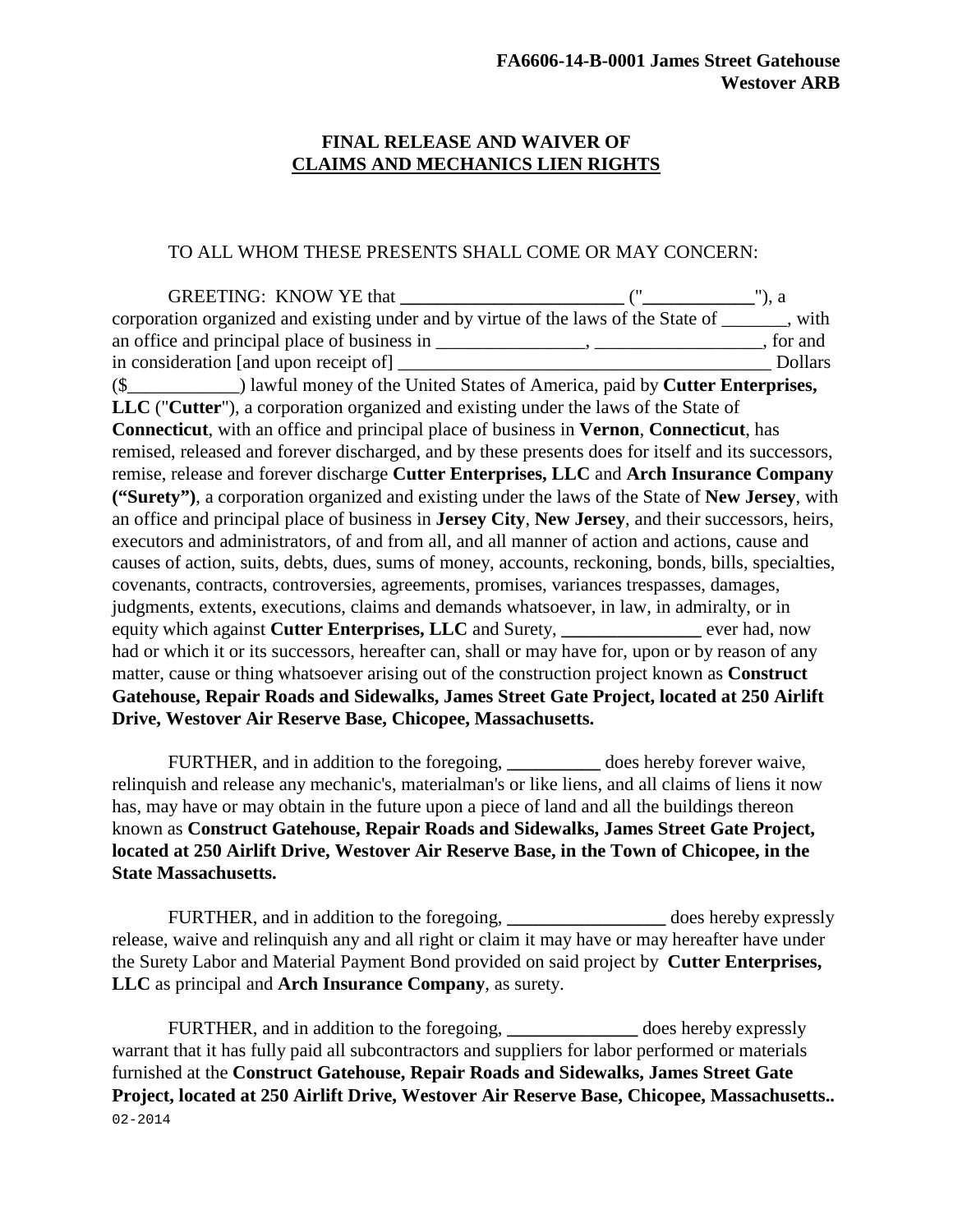**FA6606-14-B-0001 James Street Gatehouse**
**Westover ARB**

# FINAL RELEASE AND WAIVER OF CLAIMS AND MECHANICS LIEN RIGHTS

TO ALL WHOM THESE PRESENTS SHALL COME OR MAY CONCERN:

GREETING: KNOW YE that **________________________** ("**____________**"), a corporation organized and existing under and by virtue of the laws of the State of _______, with an office and principal place of business in ________________, __________________, for and in consideration [and upon receipt of] ________________________________________ Dollars ($____________) lawful money of the United States of America, paid by **Cutter Enterprises, LLC** ("**Cutter**"), a corporation organized and existing under the laws of the State of **Connecticut**, with an office and principal place of business in **Vernon**, **Connecticut**, has remised, released and forever discharged, and by these presents does for itself and its successors, remise, release and forever discharge **Cutter Enterprises, LLC** and **Arch Insurance Company ("Surety")**, a corporation organized and existing under the laws of the State of **New Jersey**, with an office and principal place of business in **Jersey City**, **New Jersey**, and their successors, heirs, executors and administrators, of and from all, and all manner of action and actions, cause and causes of action, suits, debts, dues, sums of money, accounts, reckoning, bonds, bills, specialties, covenants, contracts, controversies, agreements, promises, variances trespasses, damages, judgments, extents, executions, claims and demands whatsoever, in law, in admiralty, or in equity which against **Cutter Enterprises, LLC** and Surety, **_______________** ever had, now had or which it or its successors, hereafter can, shall or may have for, upon or by reason of any matter, cause or thing whatsoever arising out of the construction project known as **Construct Gatehouse, Repair Roads and Sidewalks, James Street Gate Project, located at 250 Airlift Drive, Westover Air Reserve Base, Chicopee, Massachusetts.**

FURTHER, and in addition to the foregoing, **__________** does hereby forever waive, relinquish and release any mechanic's, materialman's or like liens, and all claims of liens it now has, may have or may obtain in the future upon a piece of land and all the buildings thereon known as **Construct Gatehouse, Repair Roads and Sidewalks, James Street Gate Project, located at 250 Airlift Drive, Westover Air Reserve Base, in the Town of Chicopee, in the State Massachusetts.**

FURTHER, and in addition to the foregoing, **_________________** does hereby expressly release, waive and relinquish any and all right or claim it may have or may hereafter have under the Surety Labor and Material Payment Bond provided on said project by **Cutter Enterprises, LLC** as principal and **Arch Insurance Company**, as surety.

FURTHER, and in addition to the foregoing, **______________** does hereby expressly warrant that it has fully paid all subcontractors and suppliers for labor performed or materials furnished at the **Construct Gatehouse, Repair Roads and Sidewalks, James Street Gate Project, located at 250 Airlift Drive, Westover Air Reserve Base, Chicopee, Massachusetts..**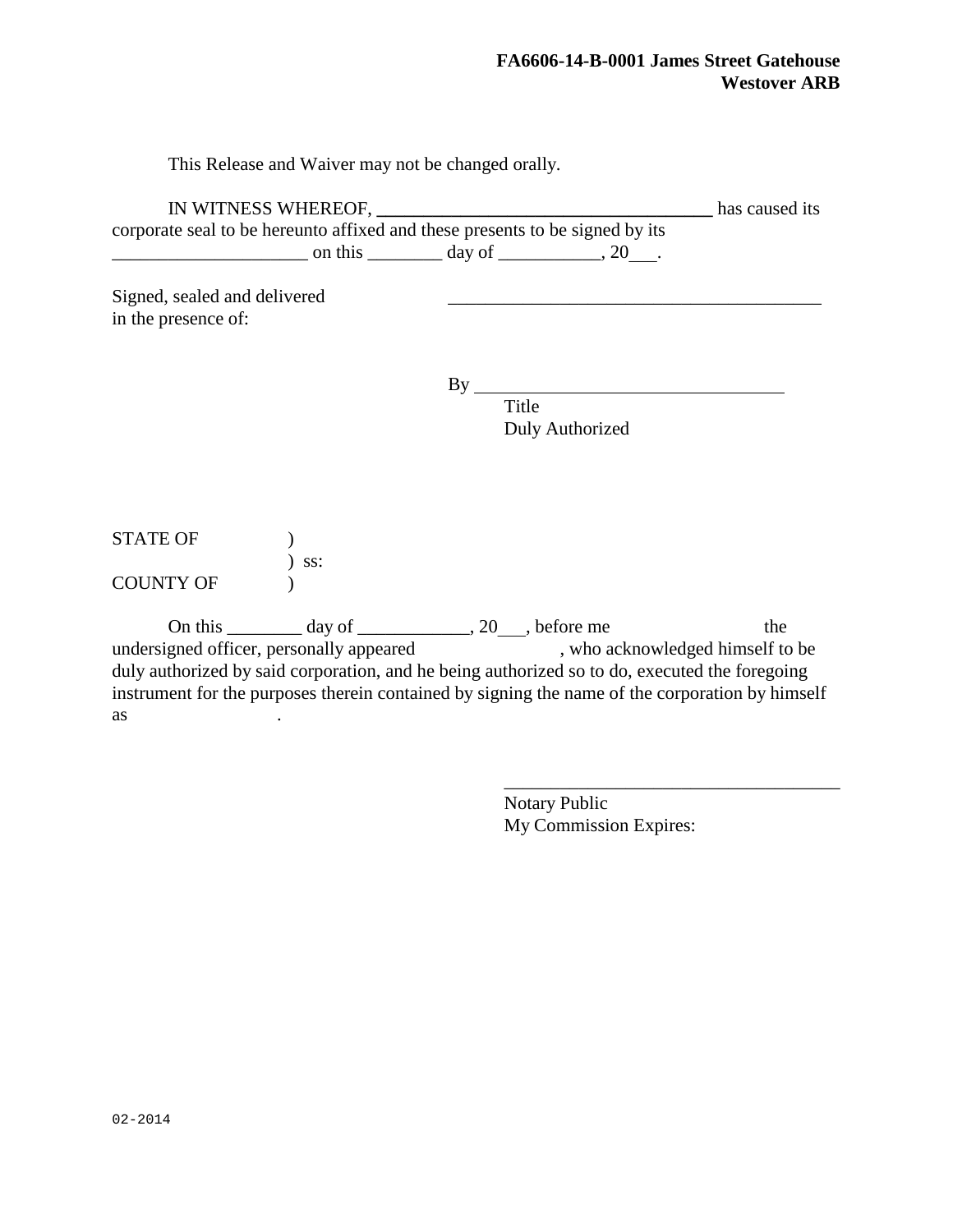**FA6606-14-B-0001 James Street Gatehouse**
**Westover ARB**

This Release and Waiver may not be changed orally.

IN WITNESS WHEREOF, ___________________________________ has caused its corporate seal to be hereunto affixed and these presents to be signed by its _____________________ on this ________ day of ___________, 20___.

Signed, sealed and delivered in the presence of:

________________________________________

By _________________________________
Title
Duly Authorized

STATE OF )
) ss:
COUNTY OF )

On this ________ day of ____________, 20___, before me the undersigned officer, personally appeared , who acknowledged himself to be duly authorized by said corporation, and he being authorized so to do, executed the foregoing instrument for the purposes therein contained by signing the name of the corporation by himself as .

____________________________________
Notary Public
My Commission Expires:

02-2014